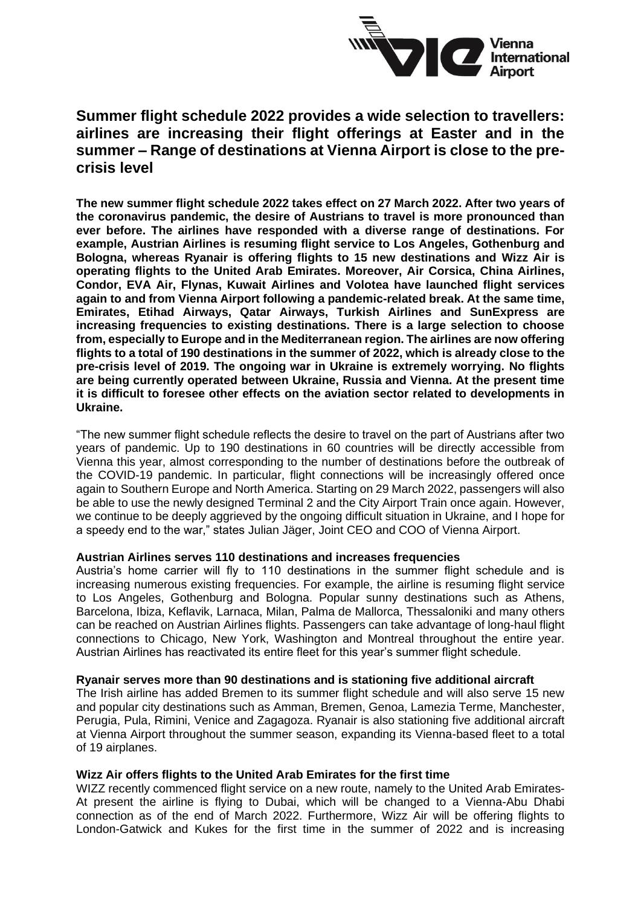# Summer flight schedule 2022 provides a wide selection to travellers: airlines are increasing their flight offerings at Easter and in the summer – Range of destinations at Vienna Airport is close to the pre-crisis level

**The new summer flight schedule 2022 takes effect on 27 March 2022. After two years of the coronavirus pandemic, the desire of Austrians to travel is more pronounced than ever before. The airlines have responded with a diverse range of destinations. For example, Austrian Airlines is resuming flight service to Los Angeles, Gothenburg and Bologna, whereas Ryanair is offering flights to 15 new destinations and Wizz Air is operating flights to the United Arab Emirates. Moreover, Air Corsica, China Airlines, Condor, EVA Air, Flynas, Kuwait Airlines and Volotea have launched flight services again to and from Vienna Airport following a pandemic-related break. At the same time, Emirates, Etihad Airways, Qatar Airways, Turkish Airlines and SunExpress are increasing frequencies to existing destinations. There is a large selection to choose from, especially to Europe and in the Mediterranean region. The airlines are now offering flights to a total of 190 destinations in the summer of 2022, which is already close to the pre-crisis level of 2019. The ongoing war in Ukraine is extremely worrying. No flights are being currently operated between Ukraine, Russia and Vienna. At the present time it is difficult to foresee other effects on the aviation sector related to developments in Ukraine.**

"The new summer flight schedule reflects the desire to travel on the part of Austrians after two years of pandemic. Up to 190 destinations in 60 countries will be directly accessible from Vienna this year, almost corresponding to the number of destinations before the outbreak of the COVID-19 pandemic. In particular, flight connections will be increasingly offered once again to Southern Europe and North America. Starting on 29 March 2022, passengers will also be able to use the newly designed Terminal 2 and the City Airport Train once again. However, we continue to be deeply aggrieved by the ongoing difficult situation in Ukraine, and I hope for a speedy end to the war," states Julian Jäger, Joint CEO and COO of Vienna Airport.

**Austrian Airlines serves 110 destinations and increases frequencies**

Austria's home carrier will fly to 110 destinations in the summer flight schedule and is increasing numerous existing frequencies. For example, the airline is resuming flight service to Los Angeles, Gothenburg and Bologna. Popular sunny destinations such as Athens, Barcelona, Ibiza, Keflavik, Larnaca, Milan, Palma de Mallorca, Thessaloniki and many others can be reached on Austrian Airlines flights. Passengers can take advantage of long-haul flight connections to Chicago, New York, Washington and Montreal throughout the entire year. Austrian Airlines has reactivated its entire fleet for this year's summer flight schedule.

**Ryanair serves more than 90 destinations and is stationing five additional aircraft**

The Irish airline has added Bremen to its summer flight schedule and will also serve 15 new and popular city destinations such as Amman, Bremen, Genoa, Lamezia Terme, Manchester, Perugia, Pula, Rimini, Venice and Zagagoza. Ryanair is also stationing five additional aircraft at Vienna Airport throughout the summer season, expanding its Vienna-based fleet to a total of 19 airplanes.

**Wizz Air offers flights to the United Arab Emirates for the first time**

WIZZ recently commenced flight service on a new route, namely to the United Arab Emirates- At present the airline is flying to Dubai, which will be changed to a Vienna-Abu Dhabi connection as of the end of March 2022. Furthermore, Wizz Air will be offering flights to London-Gatwick and Kukes for the first time in the summer of 2022 and is increasing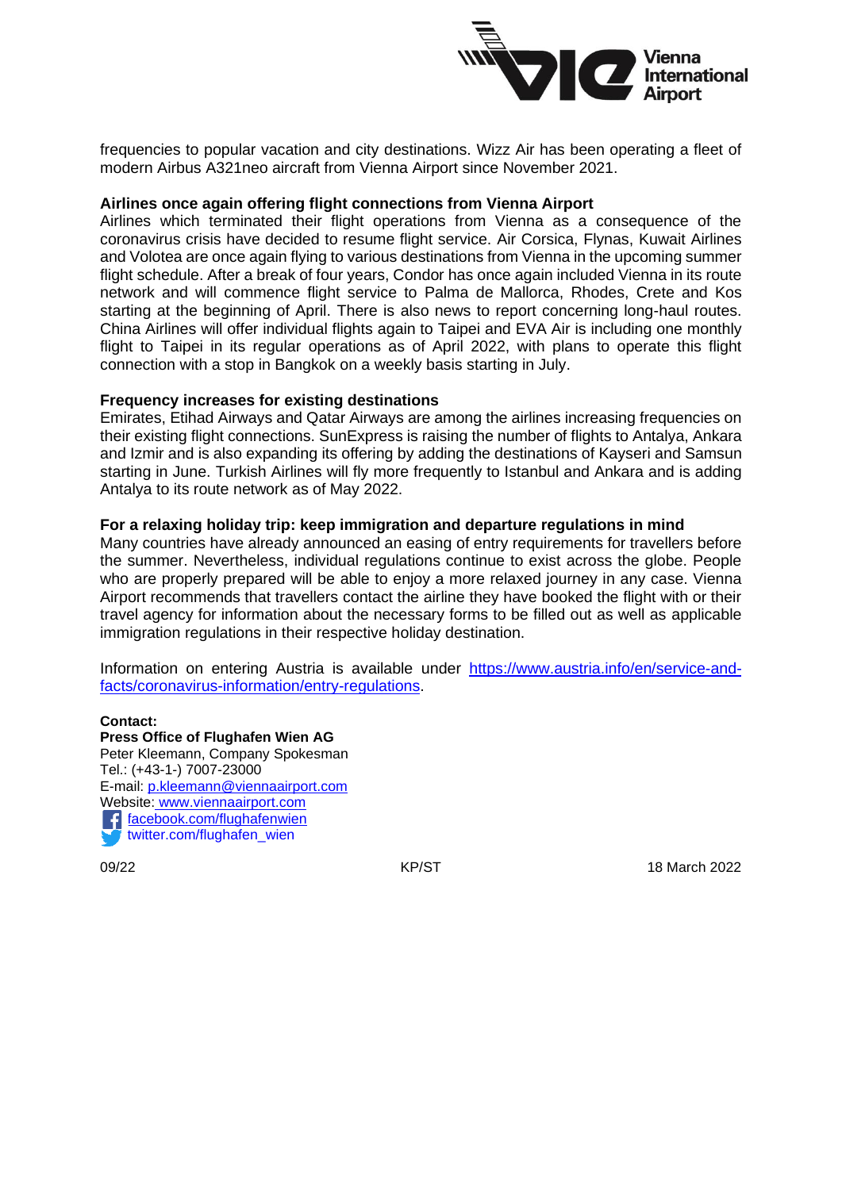frequencies to popular vacation and city destinations. Wizz Air has been operating a fleet of modern Airbus A321neo aircraft from Vienna Airport since November 2021.

**Airlines once again offering flight connections from Vienna Airport**
Airlines which terminated their flight operations from Vienna as a consequence of the coronavirus crisis have decided to resume flight service. Air Corsica, Flynas, Kuwait Airlines and Volotea are once again flying to various destinations from Vienna in the upcoming summer flight schedule. After a break of four years, Condor has once again included Vienna in its route network and will commence flight service to Palma de Mallorca, Rhodes, Crete and Kos starting at the beginning of April. There is also news to report concerning long-haul routes. China Airlines will offer individual flights again to Taipei and EVA Air is including one monthly flight to Taipei in its regular operations as of April 2022, with plans to operate this flight connection with a stop in Bangkok on a weekly basis starting in July.

**Frequency increases for existing destinations**
Emirates, Etihad Airways and Qatar Airways are among the airlines increasing frequencies on their existing flight connections. SunExpress is raising the number of flights to Antalya, Ankara and Izmir and is also expanding its offering by adding the destinations of Kayseri and Samsun starting in June. Turkish Airlines will fly more frequently to Istanbul and Ankara and is adding Antalya to its route network as of May 2022.

**For a relaxing holiday trip: keep immigration and departure regulations in mind**
Many countries have already announced an easing of entry requirements for travellers before the summer. Nevertheless, individual regulations continue to exist across the globe. People who are properly prepared will be able to enjoy a more relaxed journey in any case. Vienna Airport recommends that travellers contact the airline they have booked the flight with or their travel agency for information about the necessary forms to be filled out as well as applicable immigration regulations in their respective holiday destination.

Information on entering Austria is available under https://www.austria.info/en/service-and-facts/coronavirus-information/entry-regulations.

**Contact:**
**Press Office of Flughafen Wien AG**
Peter Kleemann, Company Spokesman
Tel.: (+43-1-) 7007-23000
E-mail: p.kleemann@viennaairport.com
Website: www.viennaairport.com
facebook.com/flughafenwien
twitter.com/flughafen_wien

09/22 KP/ST 18 March 2022